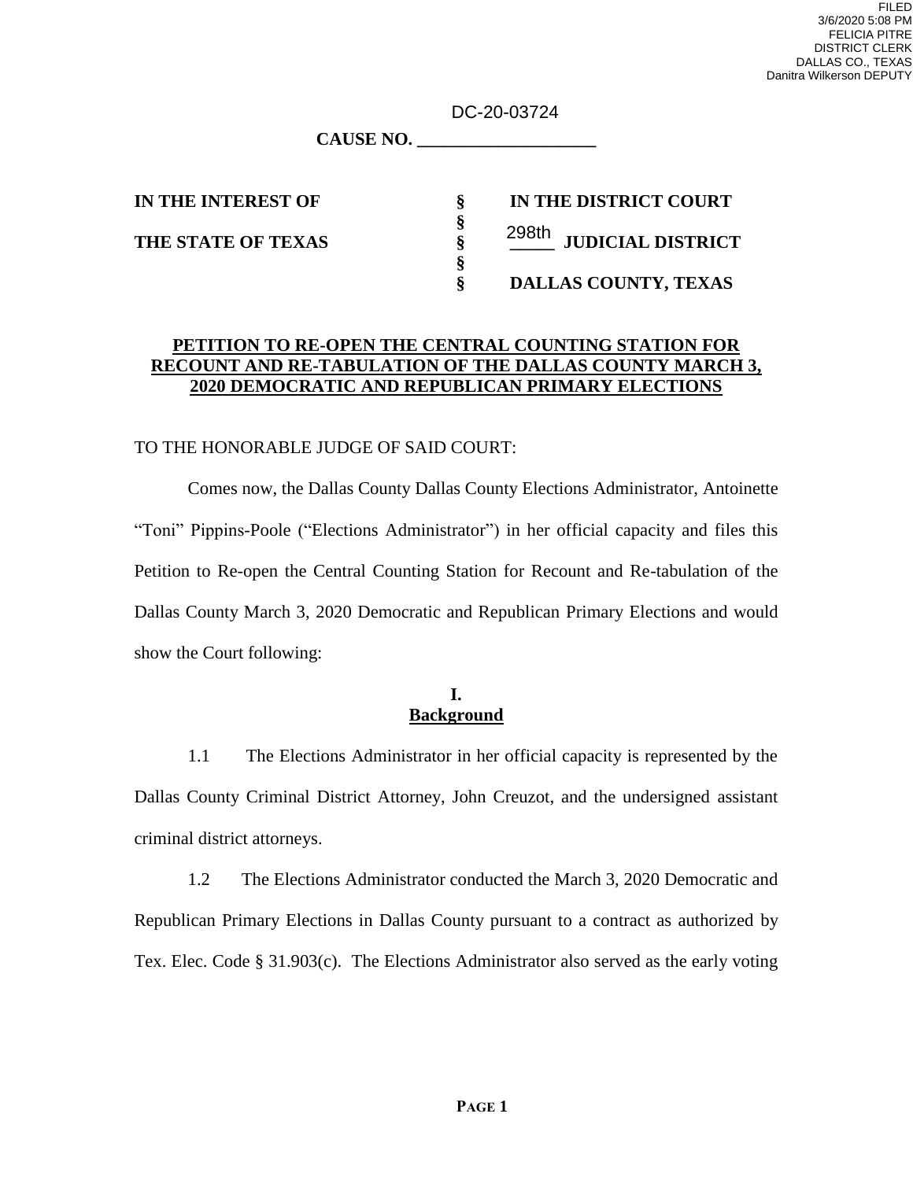FILED
3/6/2020 5:08 PM
FELICIA PITRE
DISTRICT CLERK
DALLAS CO., TEXAS
Danitra Wilkerson DEPUTY

DC-20-03724

**CAUSE NO. ____________________**

| | | |
|---|---|---|
| **IN THE INTEREST OF** | **§** | **IN THE DISTRICT COURT** |
| | **§** | |
| **THE STATE OF TEXAS** | **§** | 298th **JUDICIAL DISTRICT** |
| | **§** | |
| | **§** | **DALLAS COUNTY, TEXAS** |

**PETITION TO RE-OPEN THE CENTRAL COUNTING STATION FOR RECOUNT AND RE-TABULATION OF THE DALLAS COUNTY MARCH 3, 2020 DEMOCRATIC AND REPUBLICAN PRIMARY ELECTIONS**

TO THE HONORABLE JUDGE OF SAID COURT:

Comes now, the Dallas County Dallas County Elections Administrator, Antoinette "Toni" Pippins-Poole ("Elections Administrator") in her official capacity and files this Petition to Re-open the Central Counting Station for Recount and Re-tabulation of the Dallas County March 3, 2020 Democratic and Republican Primary Elections and would show the Court following:

## I. Background

1.1 The Elections Administrator in her official capacity is represented by the Dallas County Criminal District Attorney, John Creuzot, and the undersigned assistant criminal district attorneys.

1.2 The Elections Administrator conducted the March 3, 2020 Democratic and Republican Primary Elections in Dallas County pursuant to a contract as authorized by Tex. Elec. Code § 31.903(c). The Elections Administrator also served as the early voting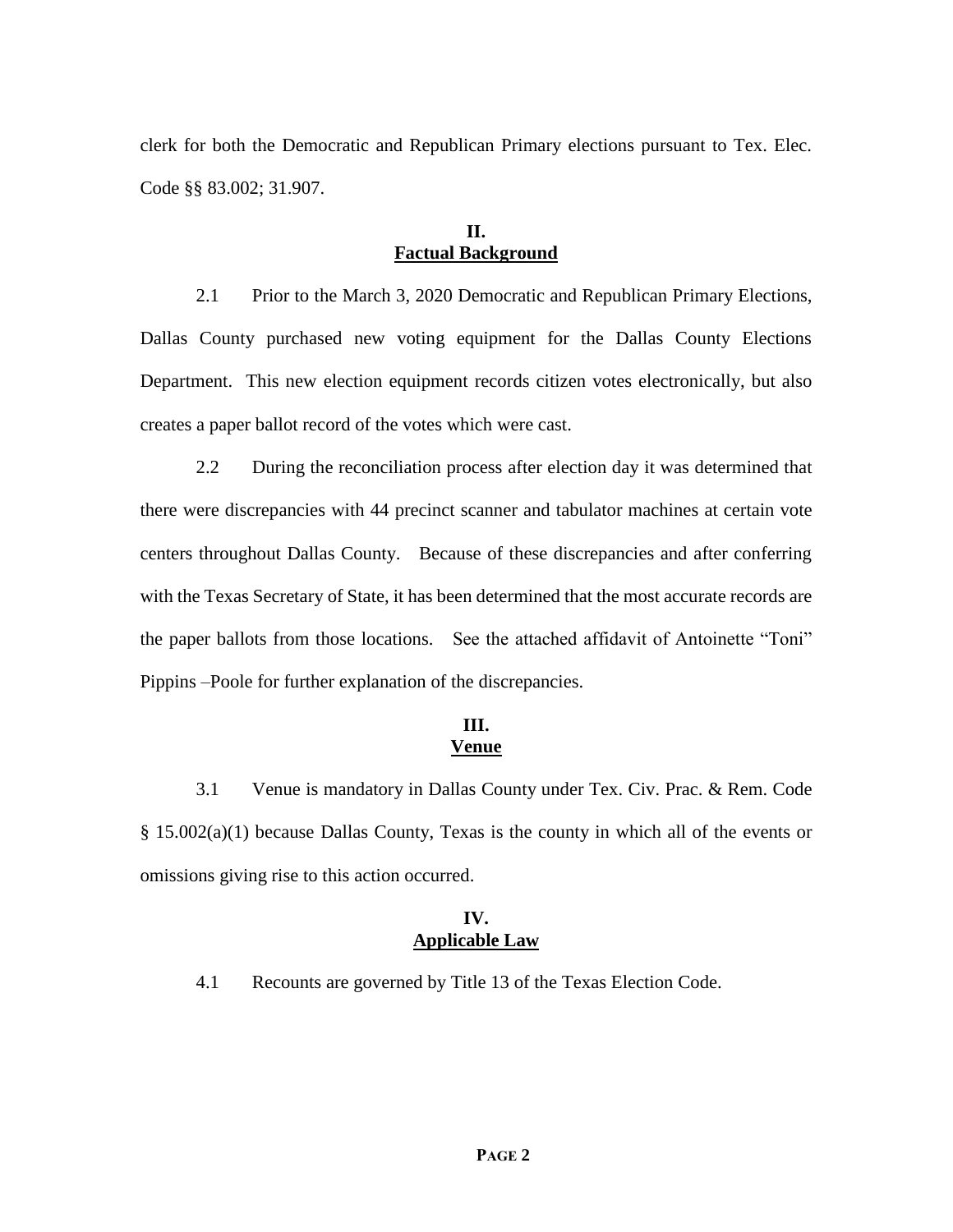clerk for both the Democratic and Republican Primary elections pursuant to Tex. Elec. Code §§ 83.002; 31.907.

## II.
## Factual Background

2.1 Prior to the March 3, 2020 Democratic and Republican Primary Elections, Dallas County purchased new voting equipment for the Dallas County Elections Department. This new election equipment records citizen votes electronically, but also creates a paper ballot record of the votes which were cast.

2.2 During the reconciliation process after election day it was determined that there were discrepancies with 44 precinct scanner and tabulator machines at certain vote centers throughout Dallas County. Because of these discrepancies and after conferring with the Texas Secretary of State, it has been determined that the most accurate records are the paper ballots from those locations. See the attached affidavit of Antoinette "Toni" Pippins –Poole for further explanation of the discrepancies.

## III.
## Venue

3.1 Venue is mandatory in Dallas County under Tex. Civ. Prac. & Rem. Code § 15.002(a)(1) because Dallas County, Texas is the county in which all of the events or omissions giving rise to this action occurred.

## IV.
## Applicable Law

4.1 Recounts are governed by Title 13 of the Texas Election Code.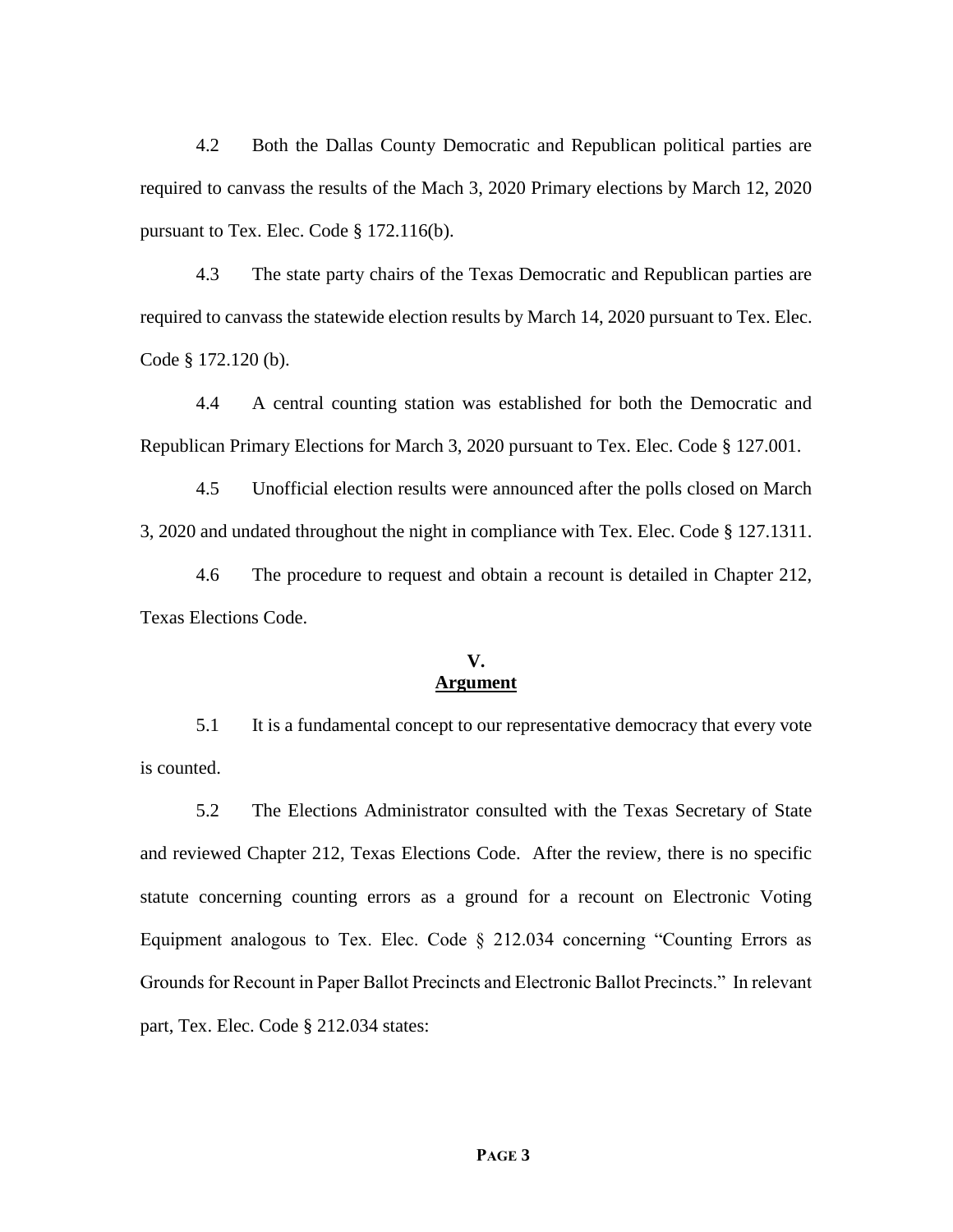4.2 Both the Dallas County Democratic and Republican political parties are required to canvass the results of the Mach 3, 2020 Primary elections by March 12, 2020 pursuant to Tex. Elec. Code § 172.116(b).

4.3 The state party chairs of the Texas Democratic and Republican parties are required to canvass the statewide election results by March 14, 2020 pursuant to Tex. Elec. Code § 172.120 (b).

4.4 A central counting station was established for both the Democratic and Republican Primary Elections for March 3, 2020 pursuant to Tex. Elec. Code § 127.001.

4.5 Unofficial election results were announced after the polls closed on March 3, 2020 and undated throughout the night in compliance with Tex. Elec. Code § 127.1311.

4.6 The procedure to request and obtain a recount is detailed in Chapter 212, Texas Elections Code.

## V.
## Argument

5.1 It is a fundamental concept to our representative democracy that every vote is counted.

5.2 The Elections Administrator consulted with the Texas Secretary of State and reviewed Chapter 212, Texas Elections Code. After the review, there is no specific statute concerning counting errors as a ground for a recount on Electronic Voting Equipment analogous to Tex. Elec. Code § 212.034 concerning "Counting Errors as Grounds for Recount in Paper Ballot Precincts and Electronic Ballot Precincts." In relevant part, Tex. Elec. Code § 212.034 states: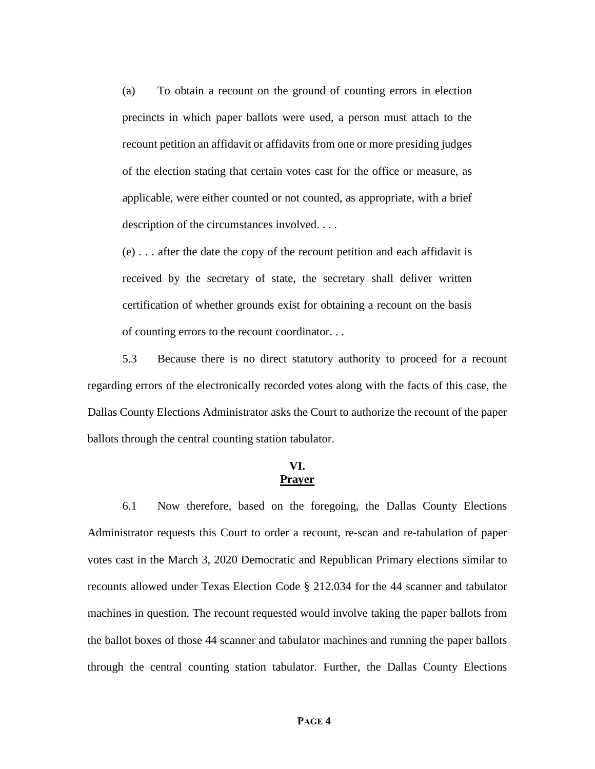> (a) To obtain a recount on the ground of counting errors in election precincts in which paper ballots were used, a person must attach to the recount petition an affidavit or affidavits from one or more presiding judges of the election stating that certain votes cast for the office or measure, as applicable, were either counted or not counted, as appropriate, with a brief description of the circumstances involved. . . .
>
> (e) . . . after the date the copy of the recount petition and each affidavit is received by the secretary of state, the secretary shall deliver written certification of whether grounds exist for obtaining a recount on the basis of counting errors to the recount coordinator. . .

5.3 Because there is no direct statutory authority to proceed for a recount regarding errors of the electronically recorded votes along with the facts of this case, the Dallas County Elections Administrator asks the Court to authorize the recount of the paper ballots through the central counting station tabulator.

## VI.
## Prayer

6.1 Now therefore, based on the foregoing, the Dallas County Elections Administrator requests this Court to order a recount, re-scan and re-tabulation of paper votes cast in the March 3, 2020 Democratic and Republican Primary elections similar to recounts allowed under Texas Election Code § 212.034 for the 44 scanner and tabulator machines in question. The recount requested would involve taking the paper ballots from the ballot boxes of those 44 scanner and tabulator machines and running the paper ballots through the central counting station tabulator. Further, the Dallas County Elections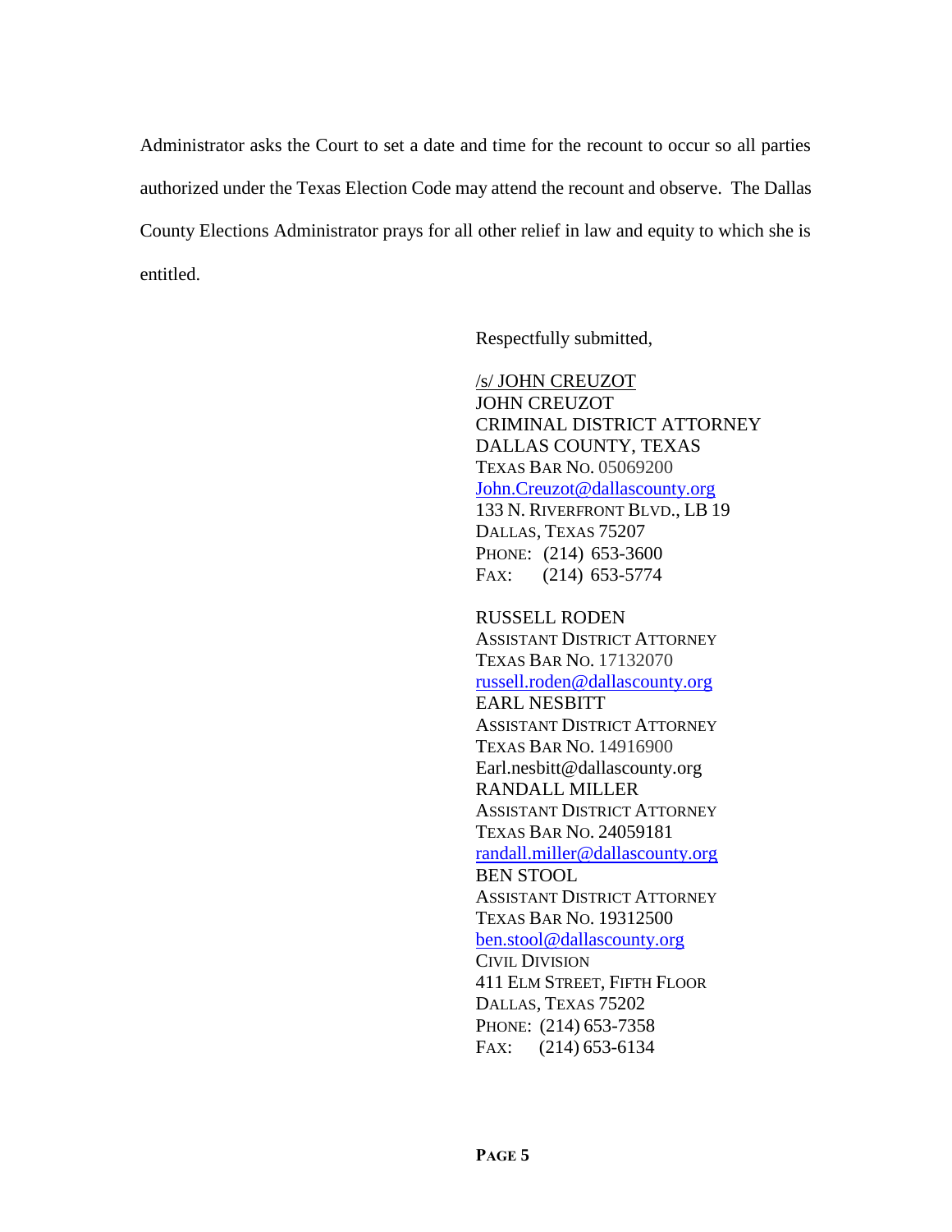Administrator asks the Court to set a date and time for the recount to occur so all parties authorized under the Texas Election Code may attend the recount and observe. The Dallas County Elections Administrator prays for all other relief in law and equity to which she is entitled.

Respectfully submitted,

/s/ JOHN CREUZOT
JOHN CREUZOT
CRIMINAL DISTRICT ATTORNEY
DALLAS COUNTY, TEXAS
TEXAS BAR NO. 05069200
John.Creuzot@dallascounty.org
133 N. RIVERFRONT BLVD., LB 19
DALLAS, TEXAS 75207
PHONE: (214) 653-3600
FAX: (214) 653-5774

RUSSELL RODEN
ASSISTANT DISTRICT ATTORNEY
TEXAS BAR NO. 17132070
russell.roden@dallascounty.org
EARL NESBITT
ASSISTANT DISTRICT ATTORNEY
TEXAS BAR NO. 14916900
Earl.nesbitt@dallascounty.org
RANDALL MILLER
ASSISTANT DISTRICT ATTORNEY
TEXAS BAR NO. 24059181
randall.miller@dallascounty.org
BEN STOOL
ASSISTANT DISTRICT ATTORNEY
TEXAS BAR NO. 19312500
ben.stool@dallascounty.org
CIVIL DIVISION
411 ELM STREET, FIFTH FLOOR
DALLAS, TEXAS 75202
PHONE: (214) 653-7358
FAX: (214) 653-6134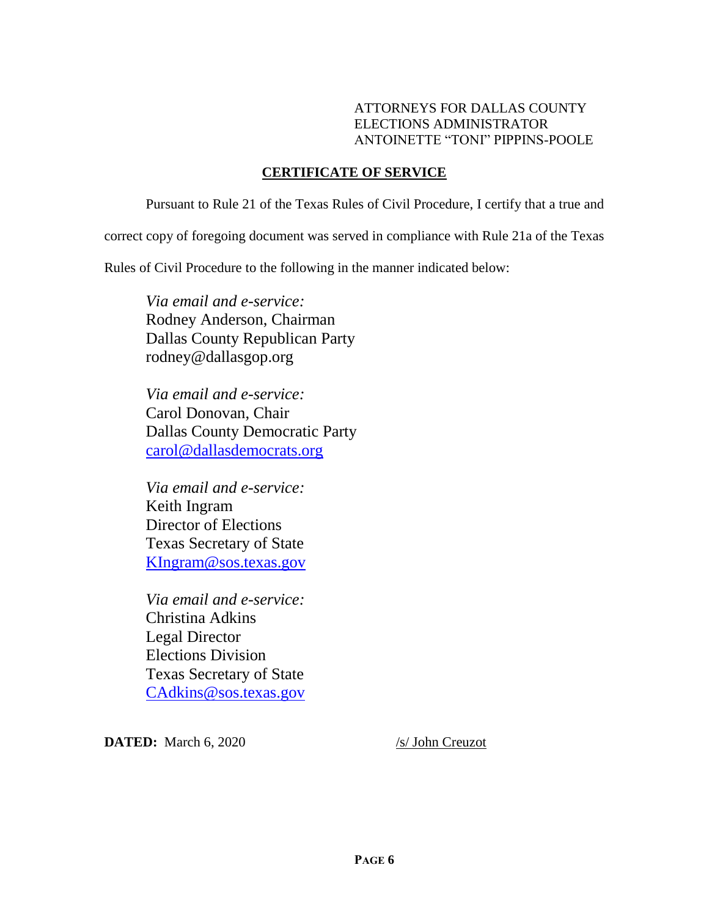ATTORNEYS FOR DALLAS COUNTY
ELECTIONS ADMINISTRATOR
ANTOINETTE "TONI" PIPPINS-POOLE

## CERTIFICATE OF SERVICE

Pursuant to Rule 21 of the Texas Rules of Civil Procedure, I certify that a true and correct copy of foregoing document was served in compliance with Rule 21a of the Texas Rules of Civil Procedure to the following in the manner indicated below:

*Via email and e-service:*
Rodney Anderson, Chairman
Dallas County Republican Party
rodney@dallasgop.org

*Via email and e-service:*
Carol Donovan, Chair
Dallas County Democratic Party
carol@dallasdemocrats.org

*Via email and e-service:*
Keith Ingram
Director of Elections
Texas Secretary of State
KIngram@sos.texas.gov

*Via email and e-service:*
Christina Adkins
Legal Director
Elections Division
Texas Secretary of State
CAdkins@sos.texas.gov

**DATED:** March 6, 2020 /s/ John Creuzot